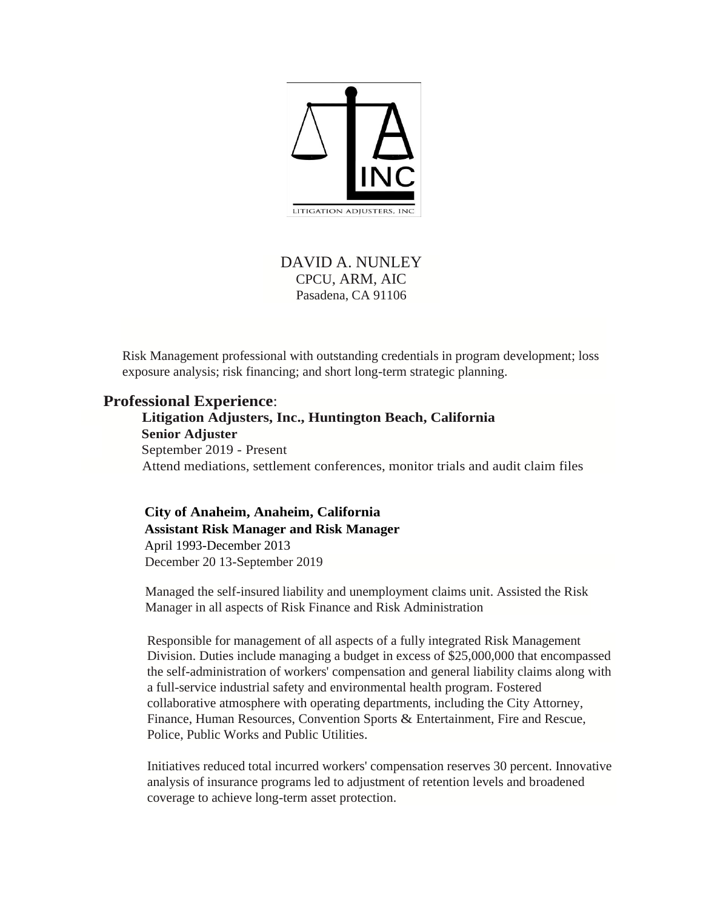LITIGATION ADJUSTERS, INC

DAVID A. NUNLEY
CPCU, ARM, AIC
Pasadena, CA 91106

Risk Management professional with outstanding credentials in program development; loss exposure analysis; risk financing; and short long-term strategic planning.

## Professional Experience:

**Litigation Adjusters, Inc., Huntington Beach, California**
**Senior Adjuster**
September 2019 - Present
Attend mediations, settlement conferences, monitor trials and audit claim files

**City of Anaheim, Anaheim, California**
**Assistant Risk Manager and Risk Manager**
April 1993-December 2013
December 20 13-September 2019

Managed the self-insured liability and unemployment claims unit. Assisted the Risk Manager in all aspects of Risk Finance and Risk Administration

Responsible for management of all aspects of a fully integrated Risk Management Division. Duties include managing a budget in excess of $25,000,000 that encompassed the self-administration of workers' compensation and general liability claims along with a full-service industrial safety and environmental health program. Fostered collaborative atmosphere with operating departments, including the City Attorney, Finance, Human Resources, Convention Sports & Entertainment, Fire and Rescue, Police, Public Works and Public Utilities.

Initiatives reduced total incurred workers' compensation reserves 30 percent. Innovative analysis of insurance programs led to adjustment of retention levels and broadened coverage to achieve long-term asset protection.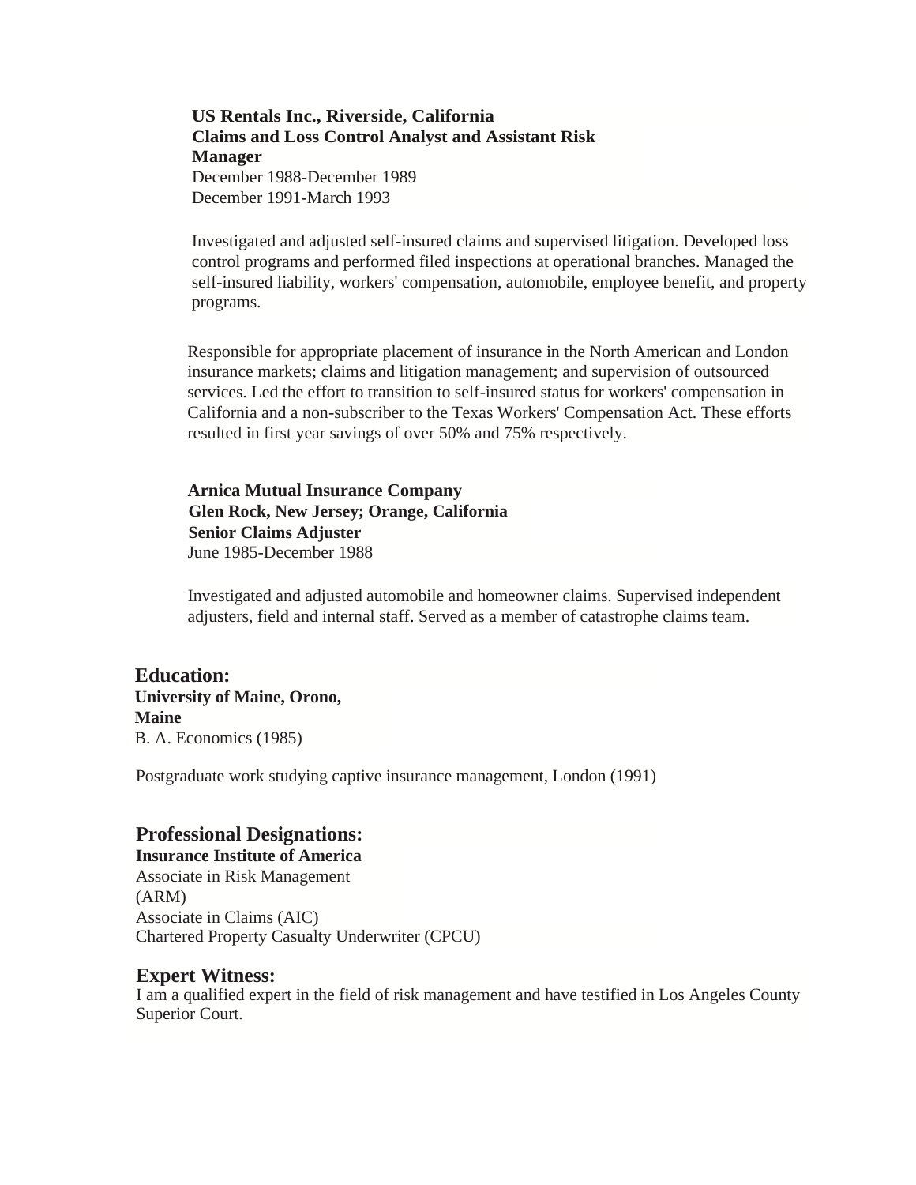**US Rentals Inc., Riverside, California**
**Claims and Loss Control Analyst and Assistant Risk Manager**
December 1988-December 1989
December 1991-March 1993

Investigated and adjusted self-insured claims and supervised litigation. Developed loss control programs and performed filed inspections at operational branches. Managed the self-insured liability, workers' compensation, automobile, employee benefit, and property programs.

Responsible for appropriate placement of insurance in the North American and London insurance markets; claims and litigation management; and supervision of outsourced services. Led the effort to transition to self-insured status for workers' compensation in California and a non-subscriber to the Texas Workers' Compensation Act. These efforts resulted in first year savings of over 50% and 75% respectively.

**Arnica Mutual Insurance Company**
**Glen Rock, New Jersey; Orange, California**
**Senior Claims Adjuster**
June 1985-December 1988

Investigated and adjusted automobile and homeowner claims. Supervised independent adjusters, field and internal staff. Served as a member of catastrophe claims team.

## Education:

**University of Maine, Orono, Maine**
B. A. Economics (1985)

Postgraduate work studying captive insurance management, London (1991)

## Professional Designations:

**Insurance Institute of America**
Associate in Risk Management (ARM)
Associate in Claims (AIC)
Chartered Property Casualty Underwriter (CPCU)

## Expert Witness:

I am a qualified expert in the field of risk management and have testified in Los Angeles County Superior Court.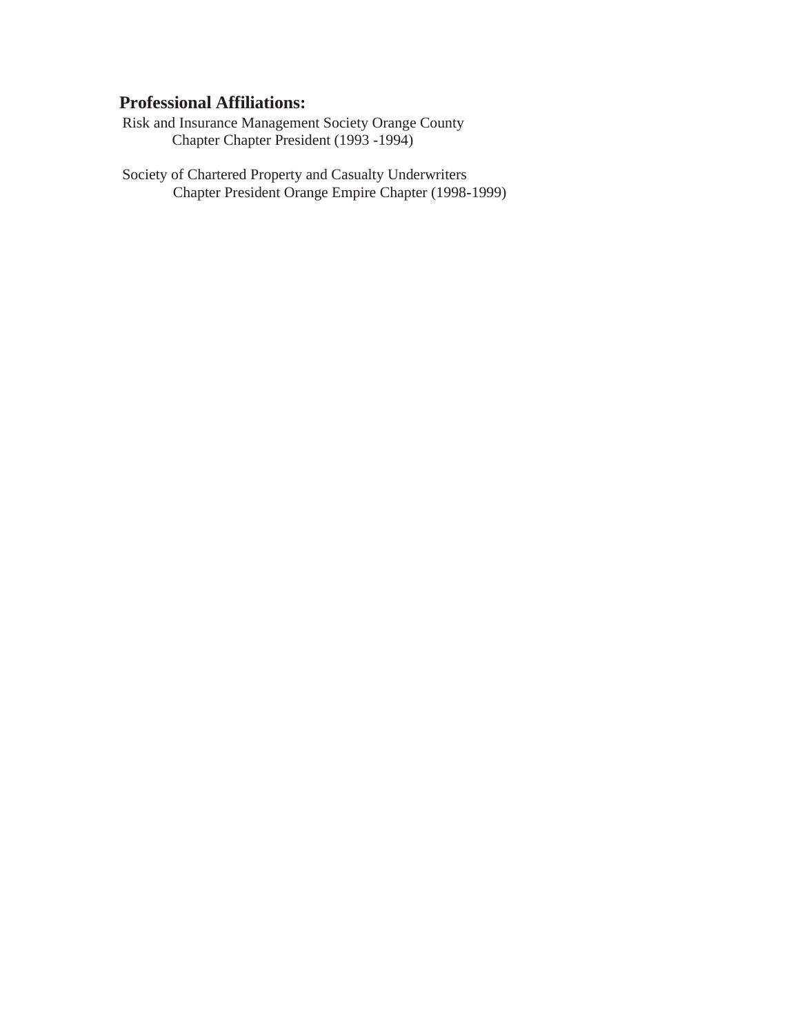**Professional Affiliations:**

Risk and Insurance Management Society Orange County
Chapter Chapter President (1993 -1994)

Society of Chartered Property and Casualty Underwriters
Chapter President Orange Empire Chapter (1998-1999)